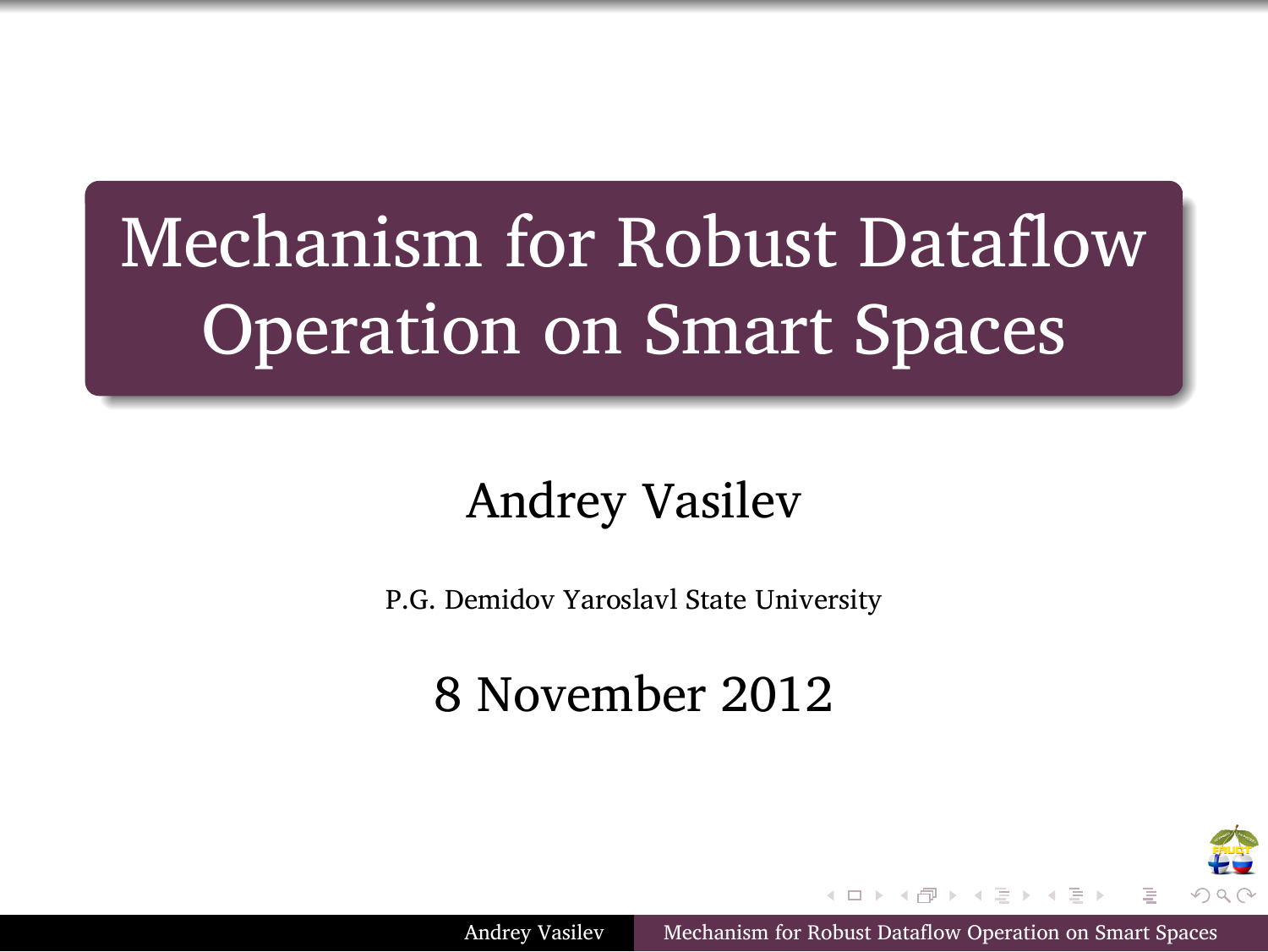# Mechanism for Robust Dataflow Operation on Smart Spaces

Andrey Vasilev

P.G. Demidov Yaroslavl State University

8 November 2012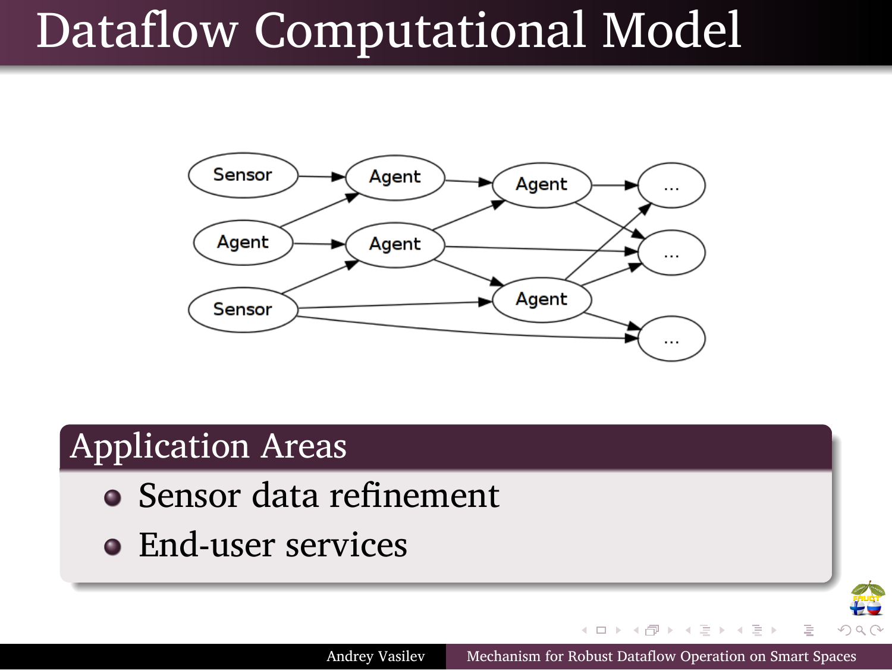# Dataflow Computational Model

## Application Areas

- Sensor data refinement
- End-user services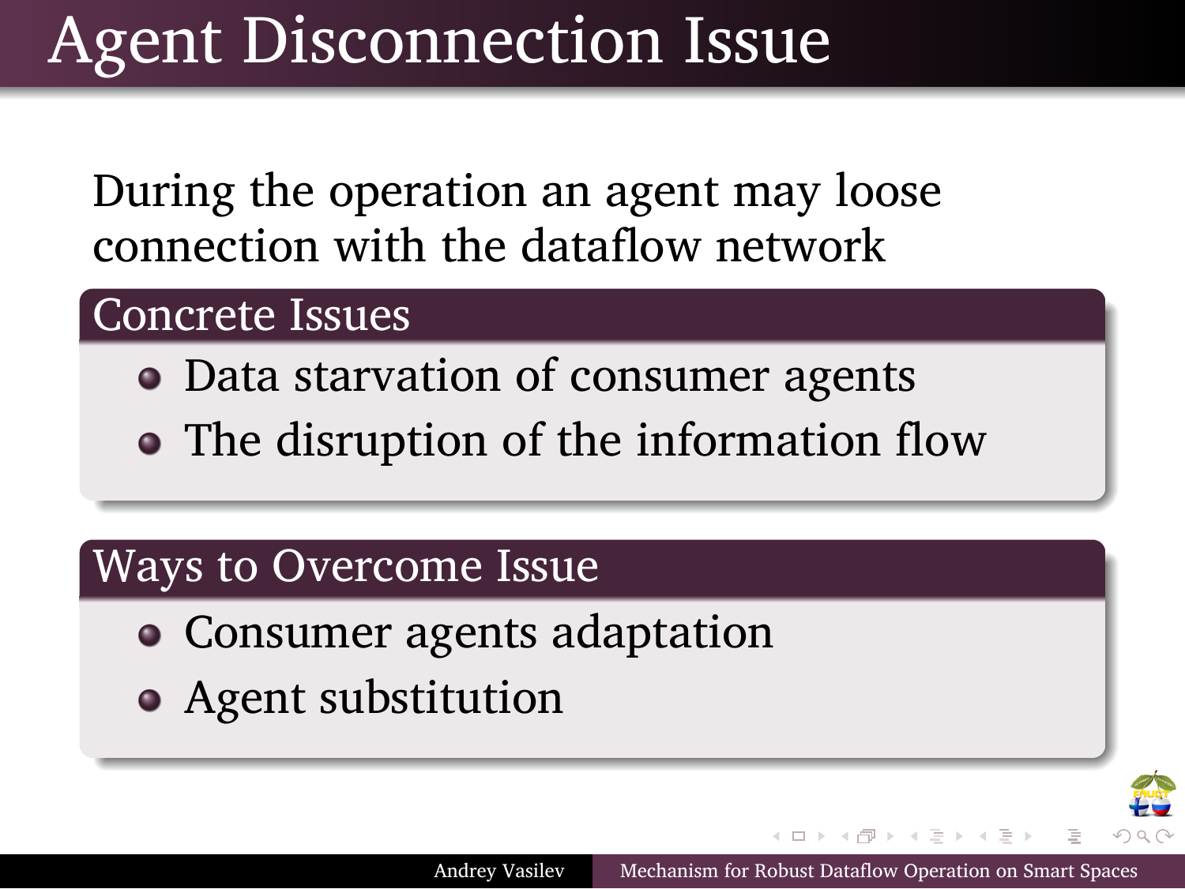# Agent Disconnection Issue

During the operation an agent may loose connection with the dataflow network

## Concrete Issues

- Data starvation of consumer agents
- The disruption of the information flow

## Ways to Overcome Issue

- Consumer agents adaptation
- Agent substitution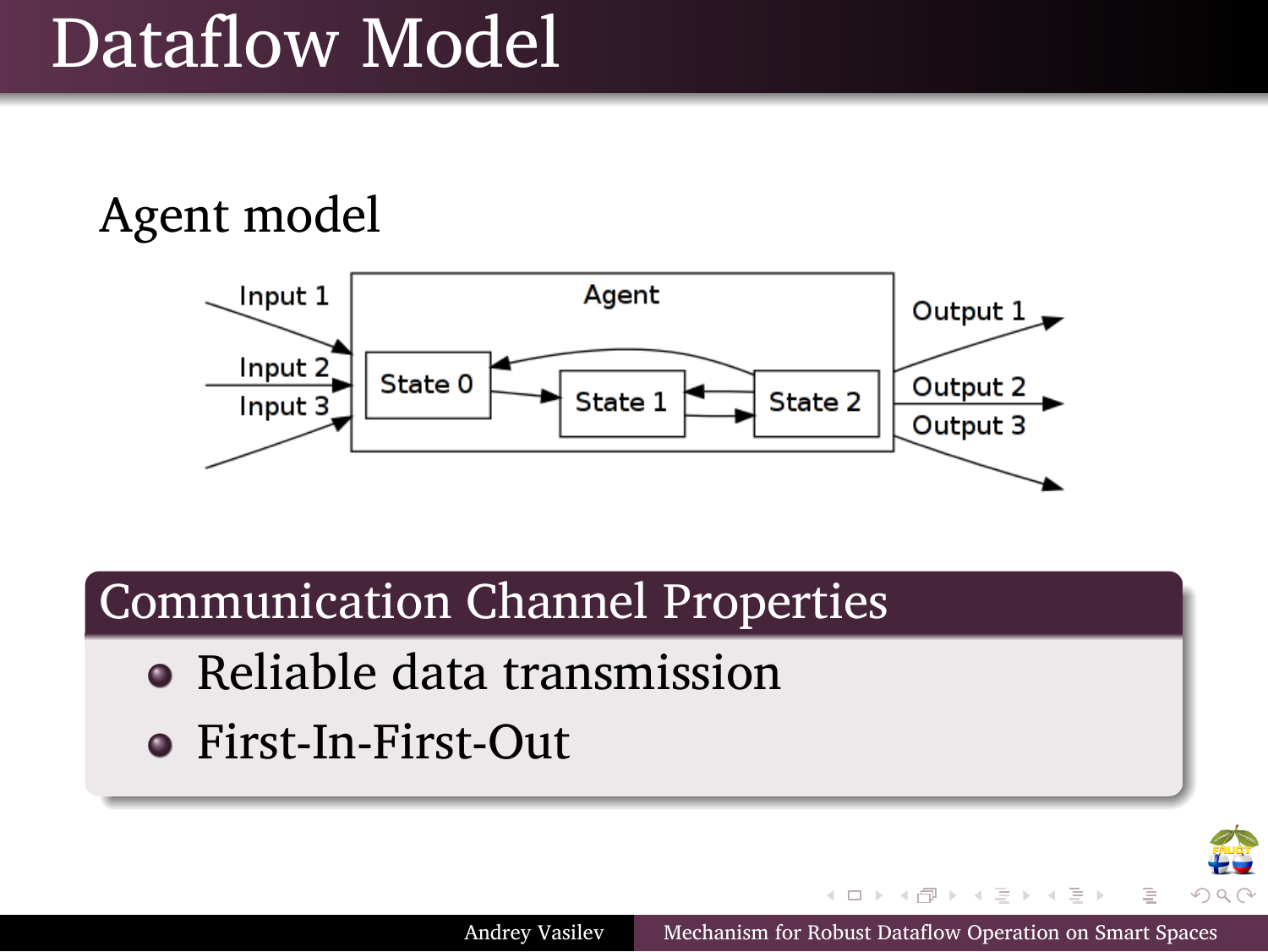# Dataflow Model

Agent model

Agent

Input 1

Input 2

Input 3

State 0

State 1

State 2

Output 1

Output 2

Output 3

## Communication Channel Properties

- Reliable data transmission
- First-In-First-Out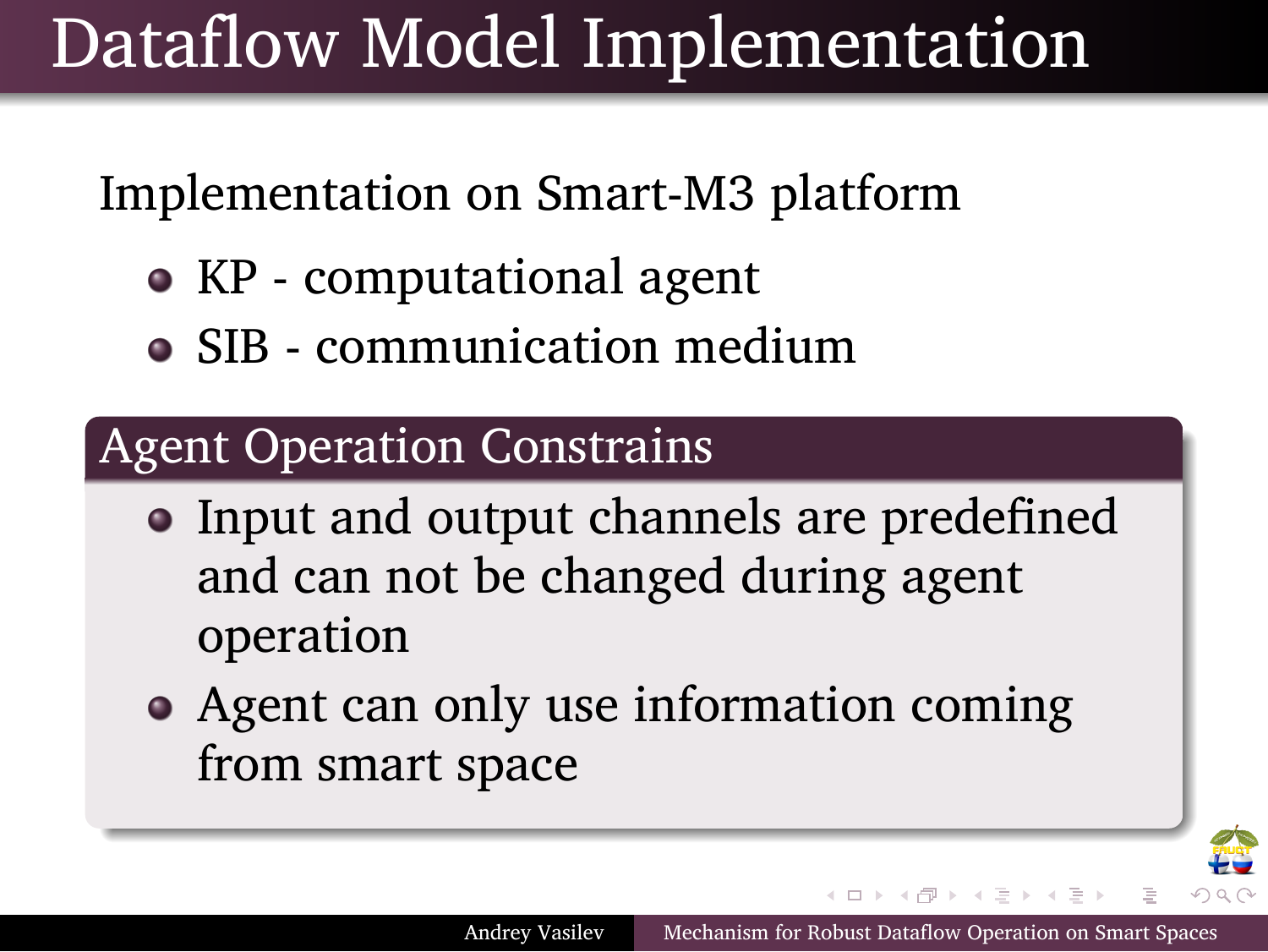# Dataflow Model Implementation

Implementation on Smart-M3 platform

- KP - computational agent
- SIB - communication medium

## Agent Operation Constrains

- Input and output channels are predefined and can not be changed during agent operation
- Agent can only use information coming from smart space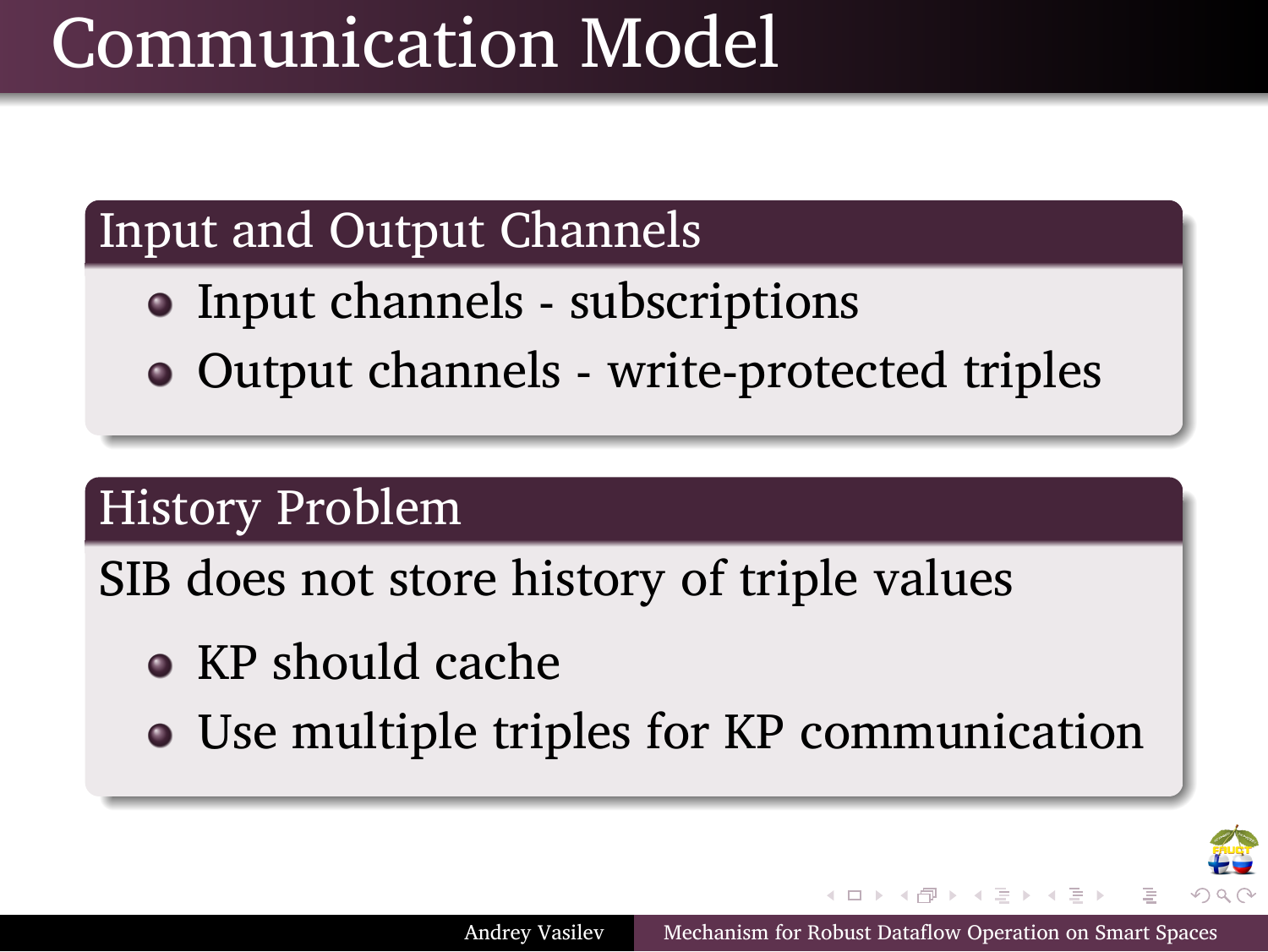# Communication Model

## Input and Output Channels

- Input channels - subscriptions
- Output channels - write-protected triples

## History Problem

SIB does not store history of triple values

- KP should cache
- Use multiple triples for KP communication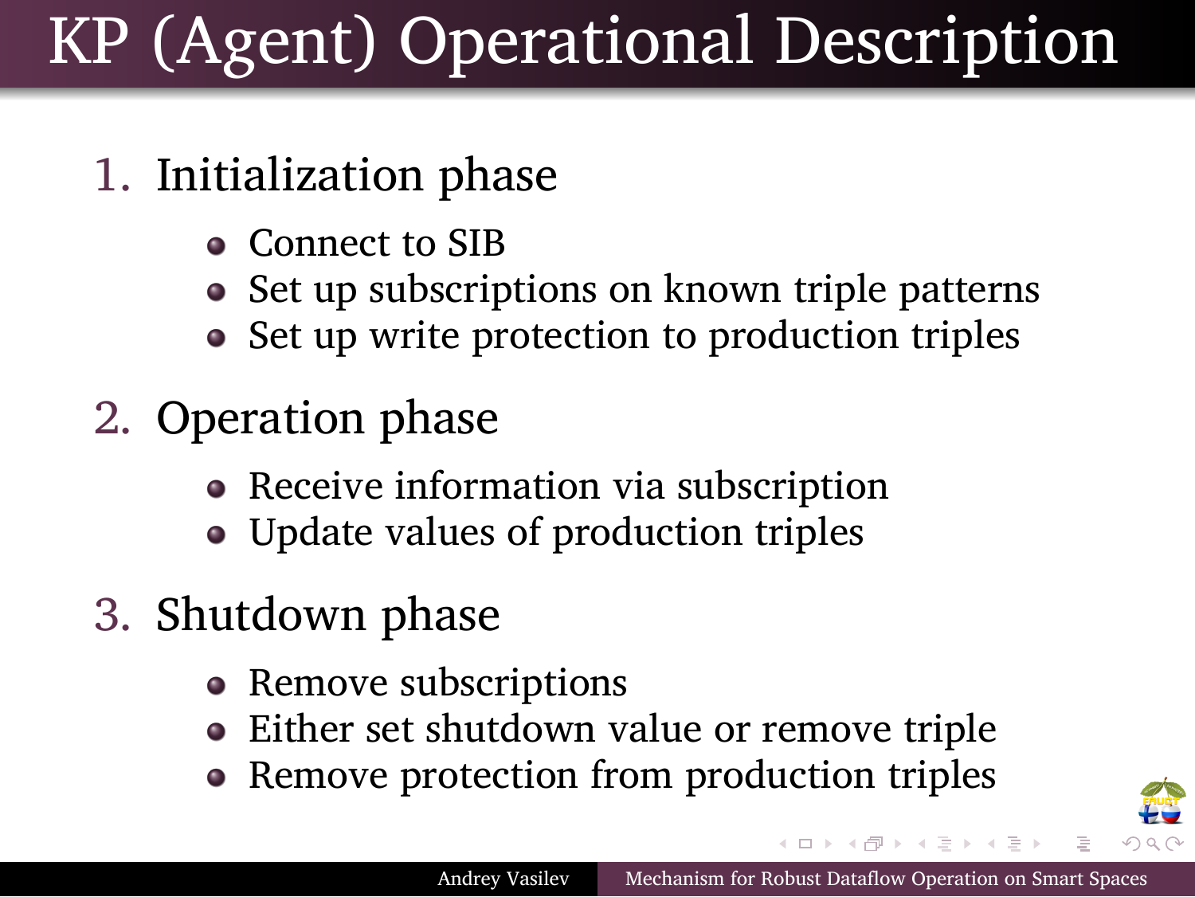# KP (Agent) Operational Description

1. Initialization phase
   - Connect to SIB
   - Set up subscriptions on known triple patterns
   - Set up write protection to production triples
2. Operation phase
   - Receive information via subscription
   - Update values of production triples
3. Shutdown phase
   - Remove subscriptions
   - Either set shutdown value or remove triple
   - Remove protection from production triples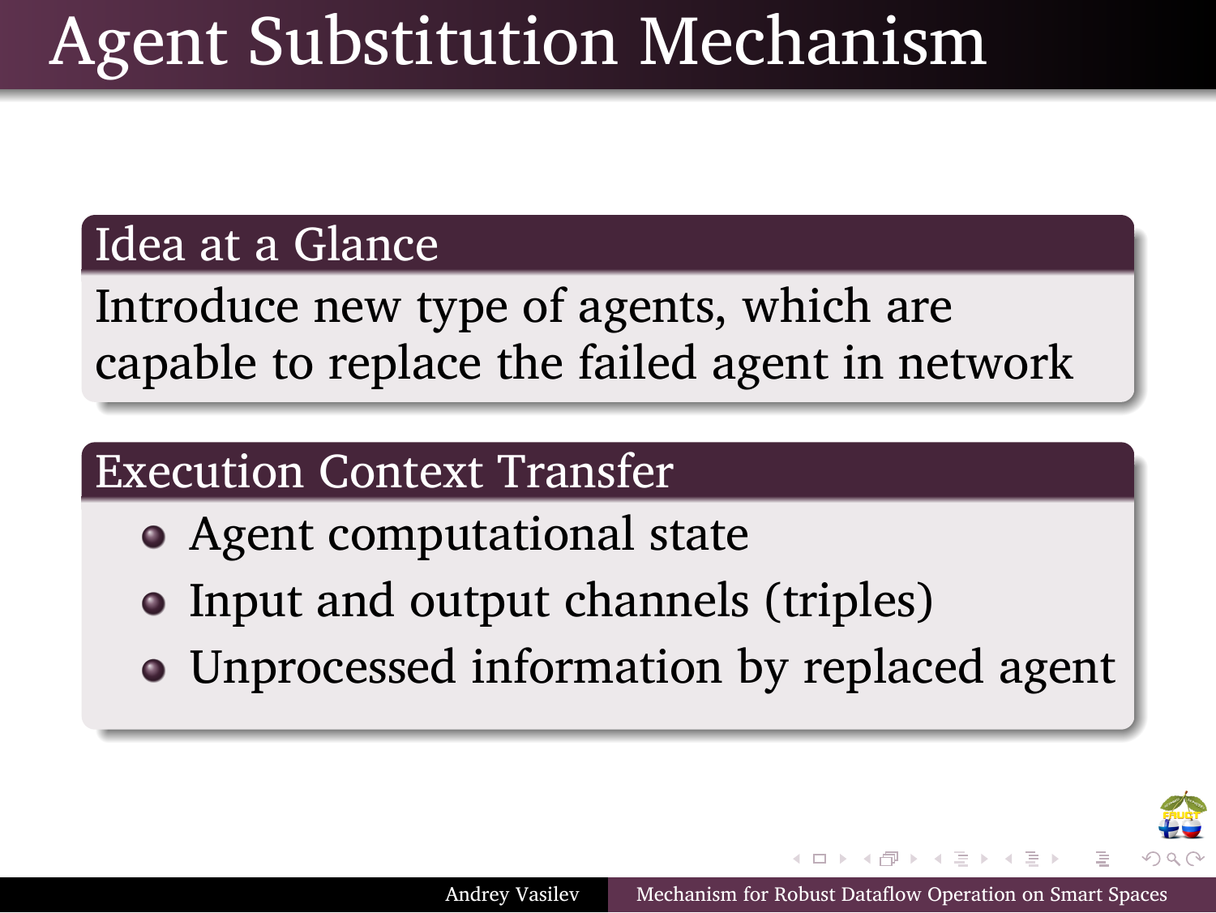# Agent Substitution Mechanism

## Idea at a Glance

Introduce new type of agents, which are capable to replace the failed agent in network

## Execution Context Transfer

- Agent computational state
- Input and output channels (triples)
- Unprocessed information by replaced agent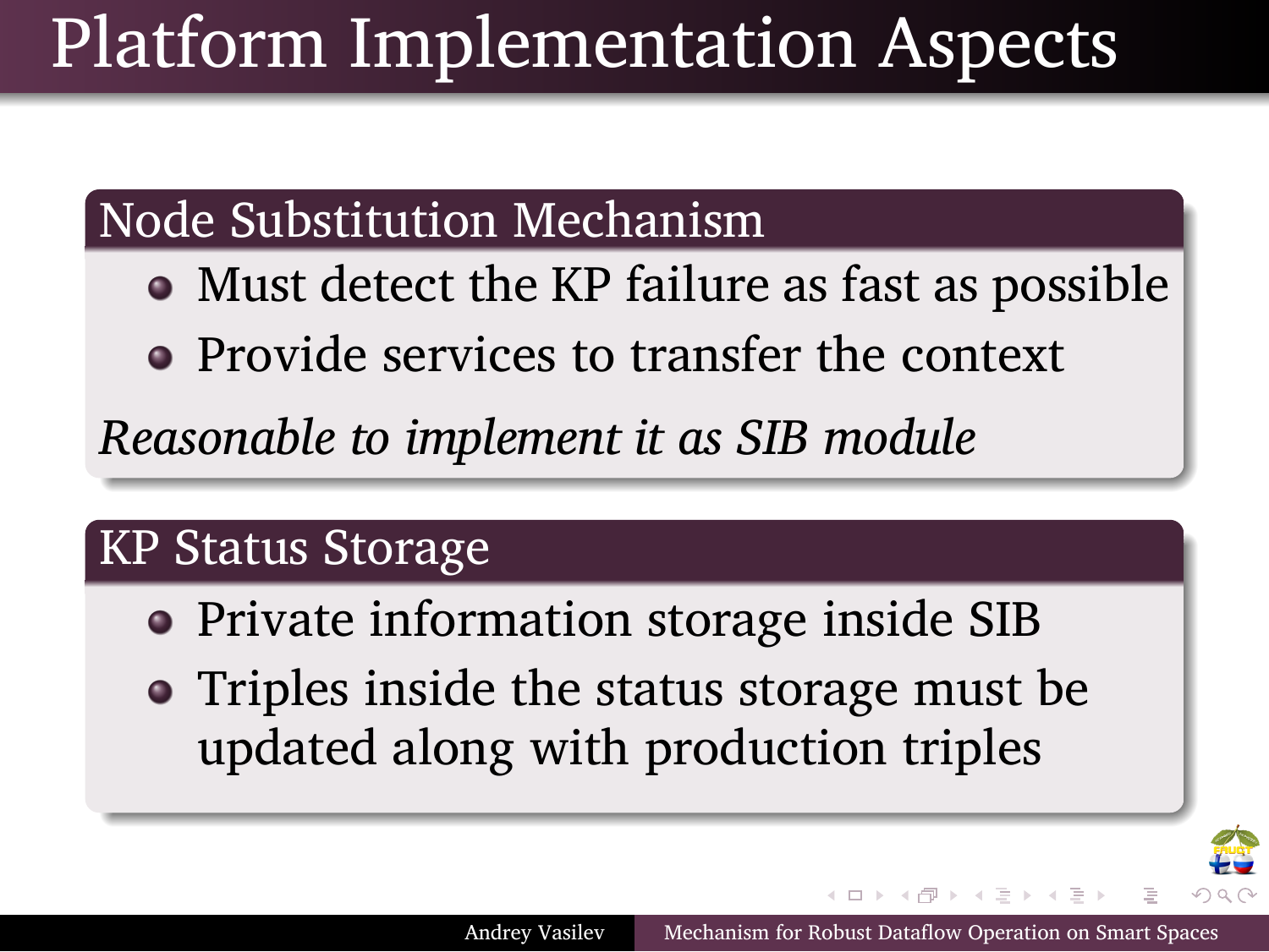# Platform Implementation Aspects

## Node Substitution Mechanism

- Must detect the KP failure as fast as possible
- Provide services to transfer the context

*Reasonable to implement it as SIB module*

## KP Status Storage

- Private information storage inside SIB
- Triples inside the status storage must be updated along with production triples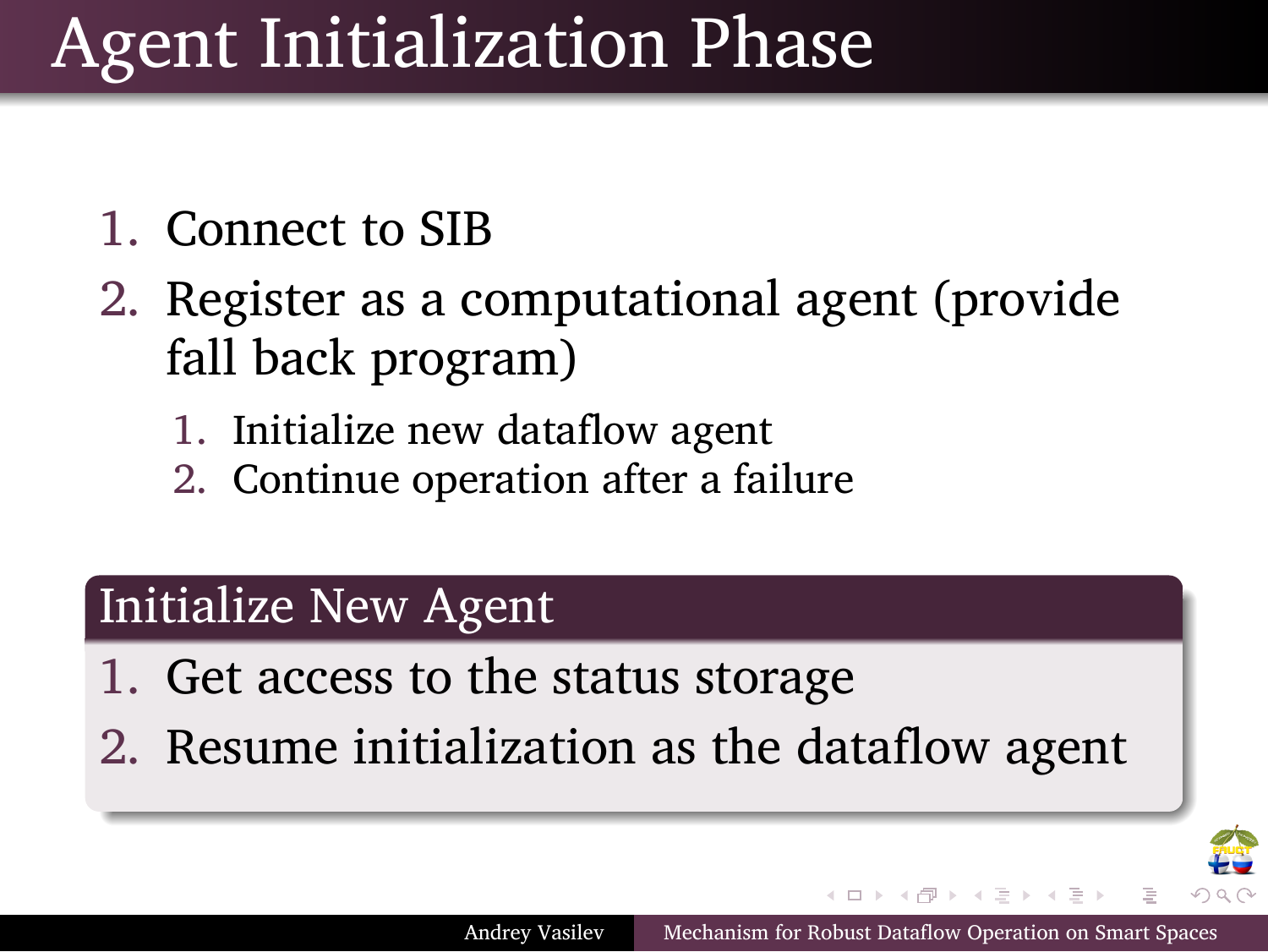# Agent Initialization Phase

1. Connect to SIB
2. Register as a computational agent (provide fall back program)
   1. Initialize new dataflow agent
   2. Continue operation after a failure

## Initialize New Agent

1. Get access to the status storage
2. Resume initialization as the dataflow agent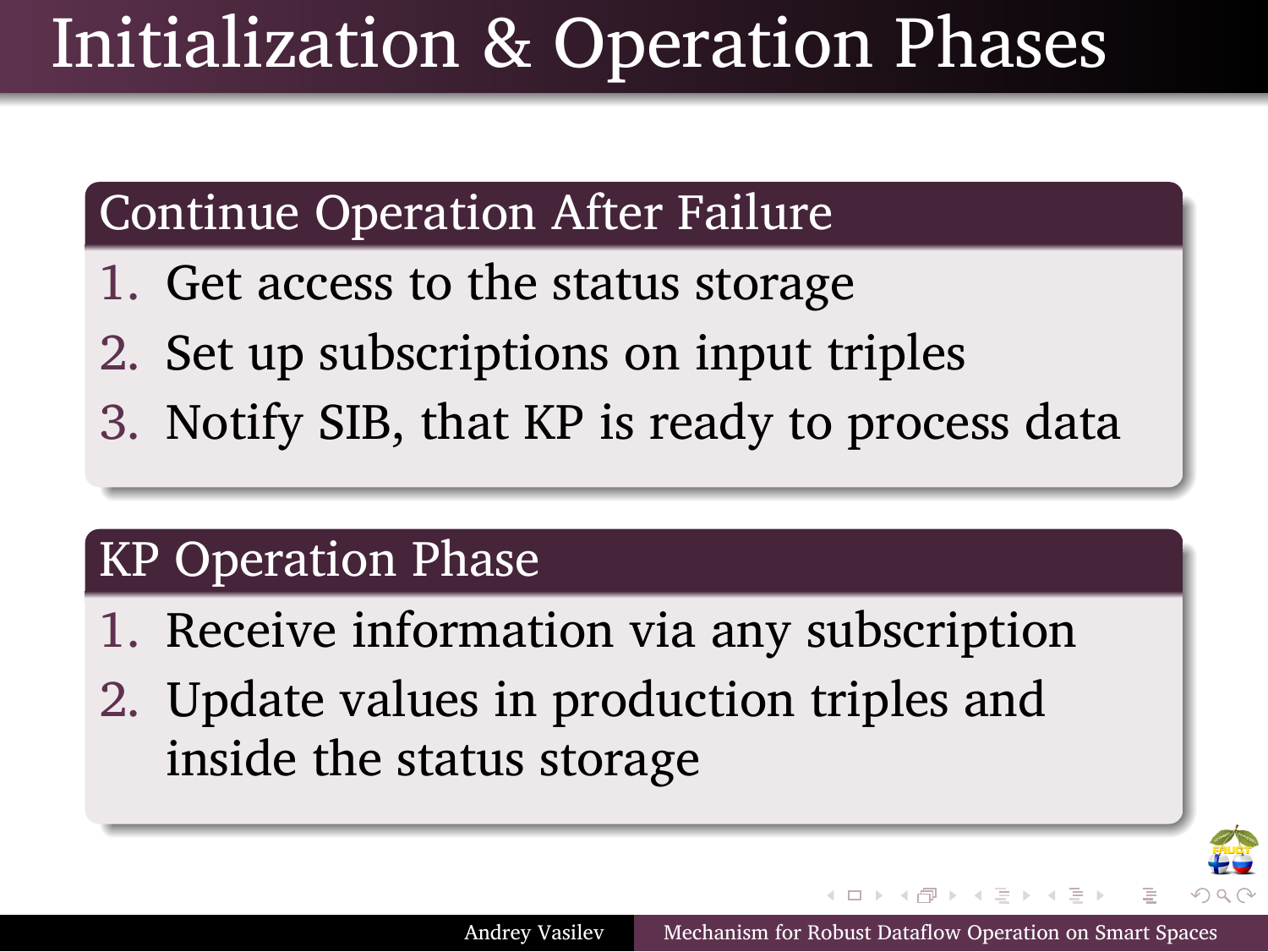# Initialization & Operation Phases

## Continue Operation After Failure

1. Get access to the status storage
2. Set up subscriptions on input triples
3. Notify SIB, that KP is ready to process data

## KP Operation Phase

1. Receive information via any subscription
2. Update values in production triples and inside the status storage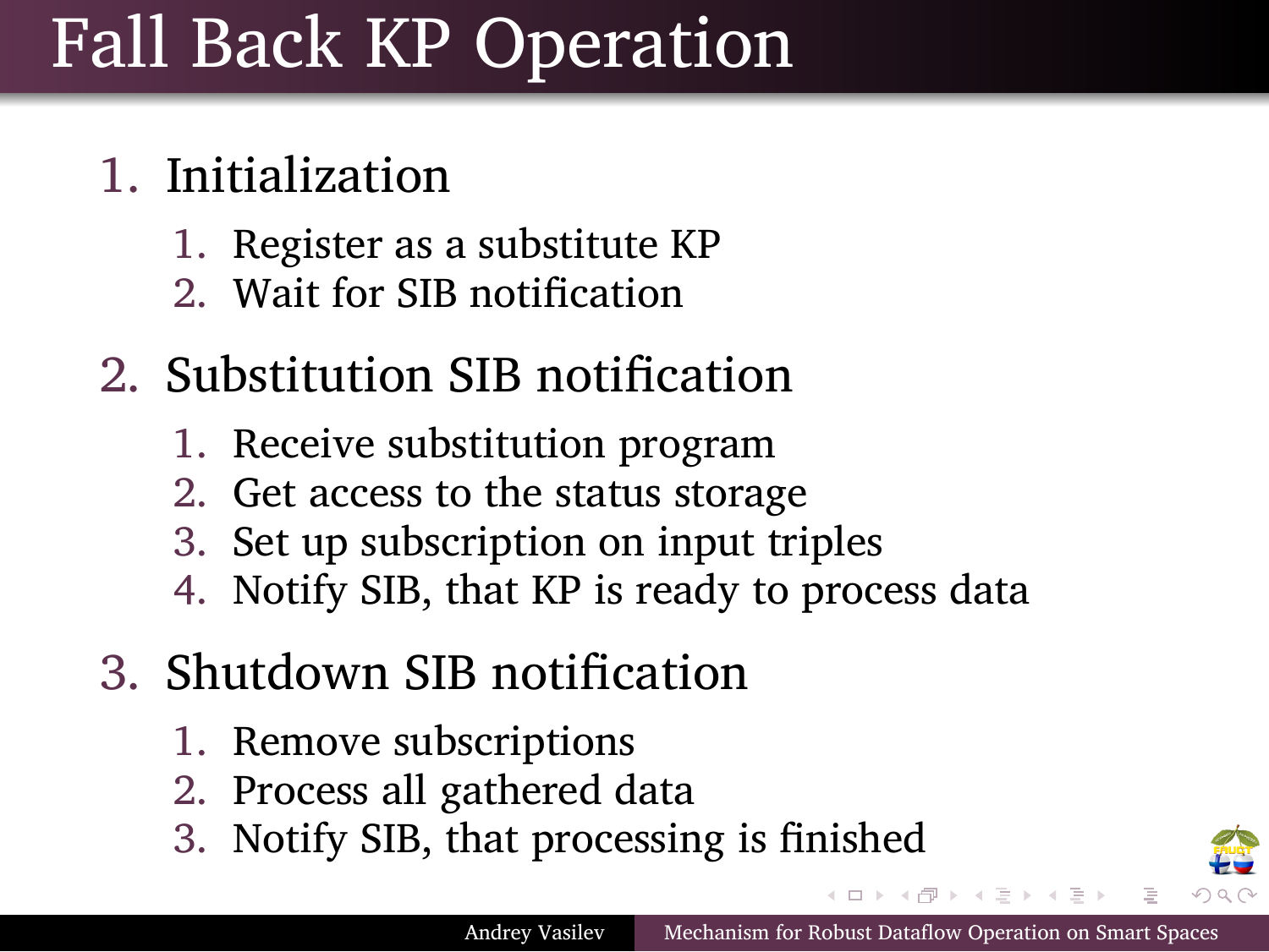# Fall Back KP Operation

1. Initialization
   1. Register as a substitute KP
   2. Wait for SIB notification
2. Substitution SIB notification
   1. Receive substitution program
   2. Get access to the status storage
   3. Set up subscription on input triples
   4. Notify SIB, that KP is ready to process data
3. Shutdown SIB notification
   1. Remove subscriptions
   2. Process all gathered data
   3. Notify SIB, that processing is finished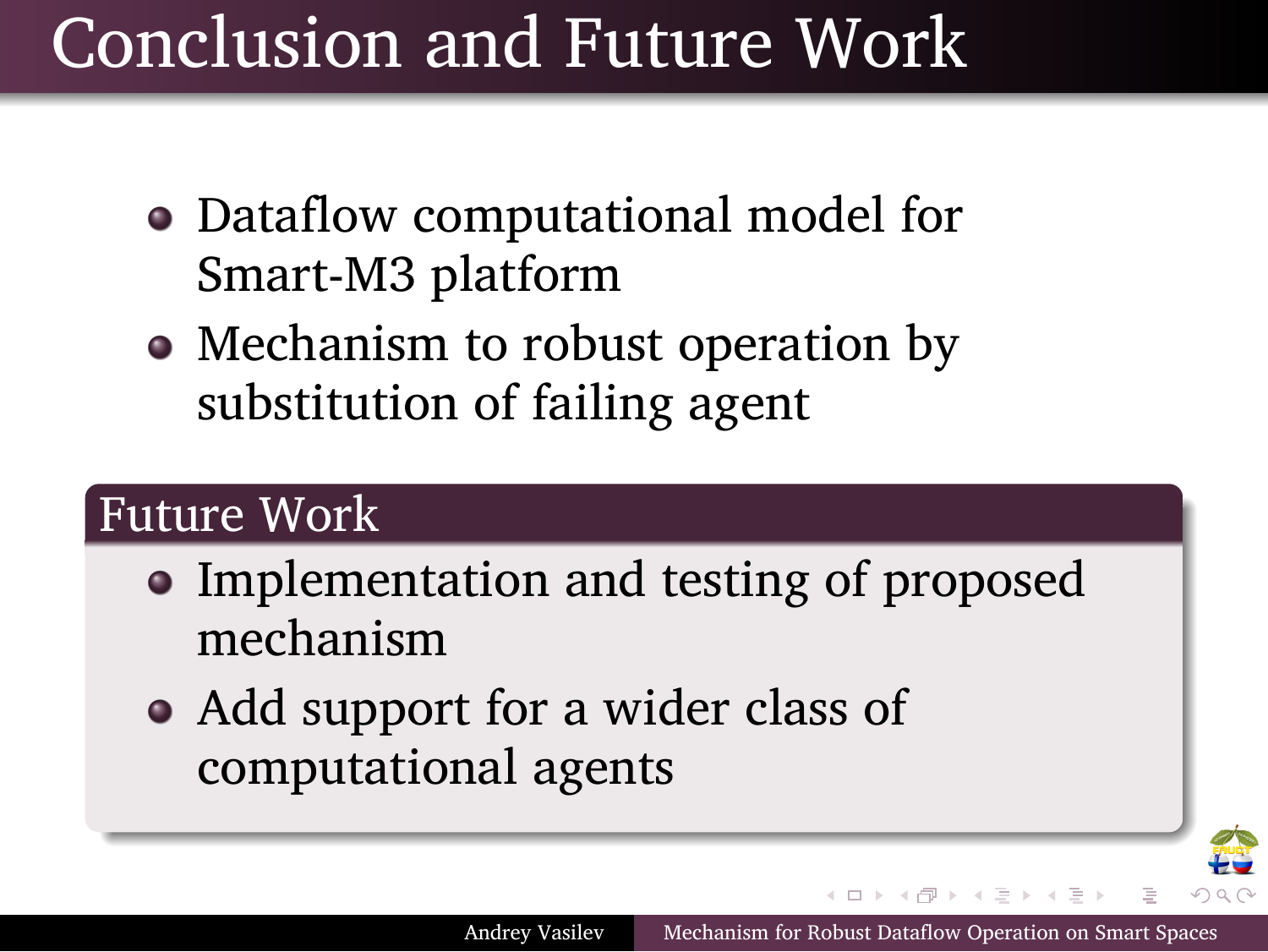# Conclusion and Future Work

- Dataflow computational model for Smart-M3 platform
- Mechanism to robust operation by substitution of failing agent

## Future Work

- Implementation and testing of proposed mechanism
- Add support for a wider class of computational agents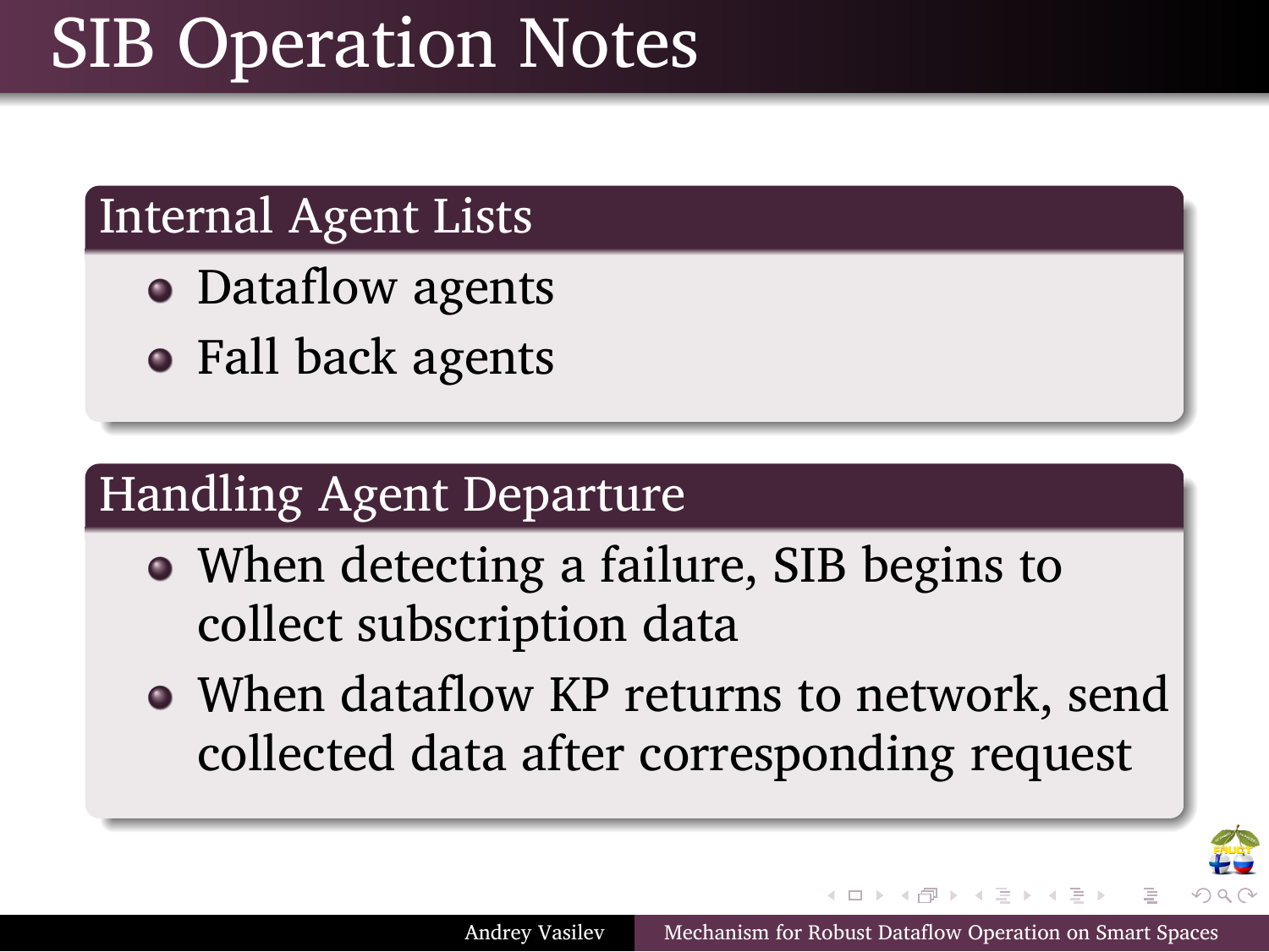# SIB Operation Notes

## Internal Agent Lists

- Dataflow agents
- Fall back agents

## Handling Agent Departure

- When detecting a failure, SIB begins to collect subscription data
- When dataflow KP returns to network, send collected data after corresponding request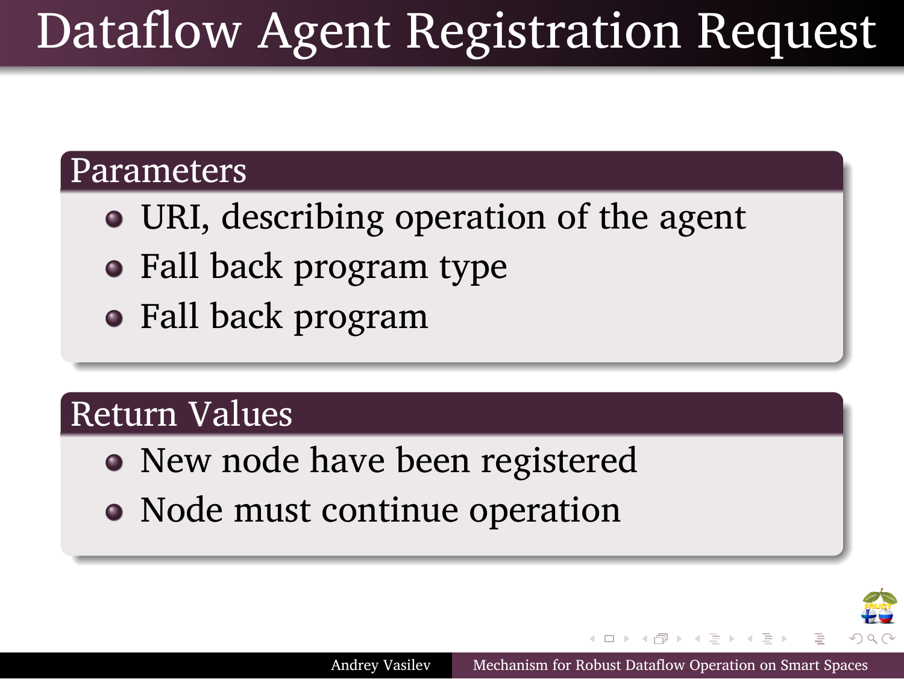# Dataflow Agent Registration Request

## Parameters

- URI, describing operation of the agent
- Fall back program type
- Fall back program

## Return Values

- New node have been registered
- Node must continue operation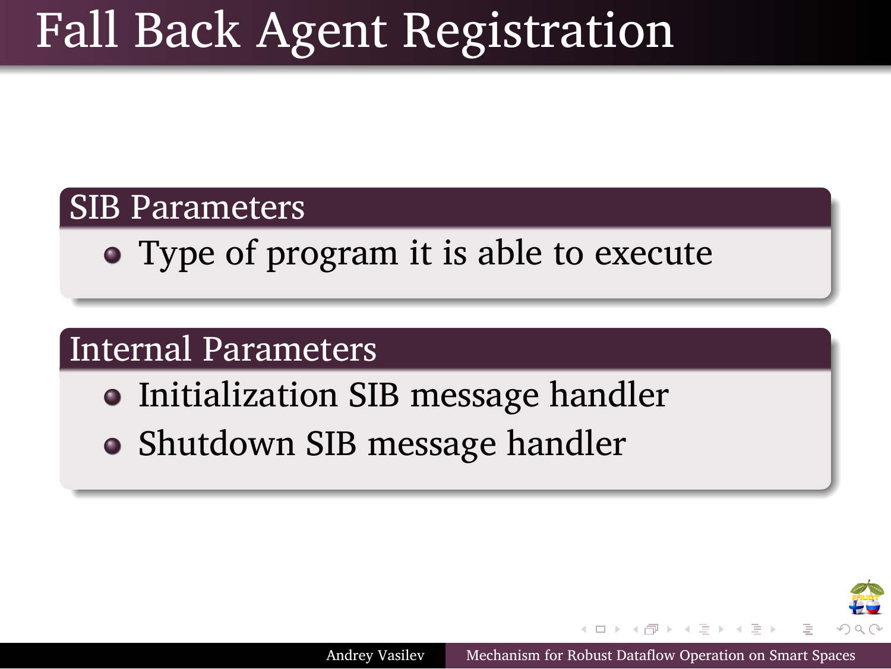# Fall Back Agent Registration

## SIB Parameters

- Type of program it is able to execute

## Internal Parameters

- Initialization SIB message handler
- Shutdown SIB message handler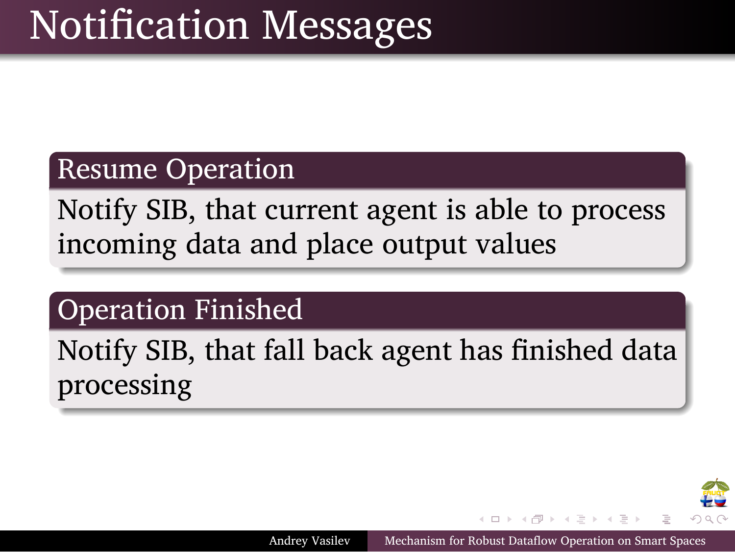# Notification Messages

### Resume Operation

Notify SIB, that current agent is able to process incoming data and place output values

### Operation Finished

Notify SIB, that fall back agent has finished data processing